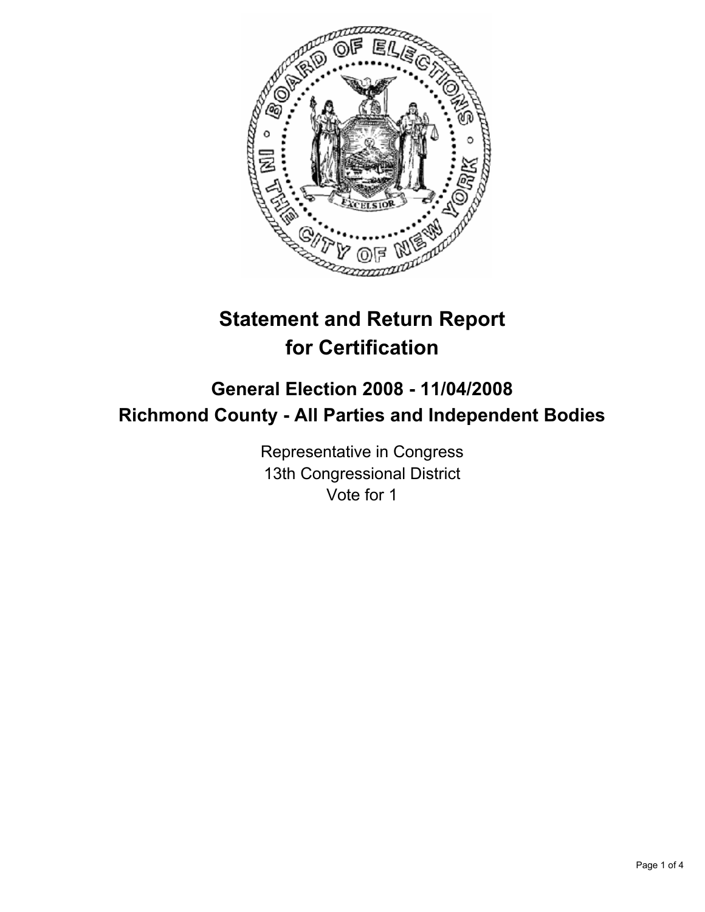# Statement and Return Report for Certification

## General Election 2008 - 11/04/2008
## Richmond County - All Parties and Independent Bodies

Representative in Congress
13th Congressional District
Vote for 1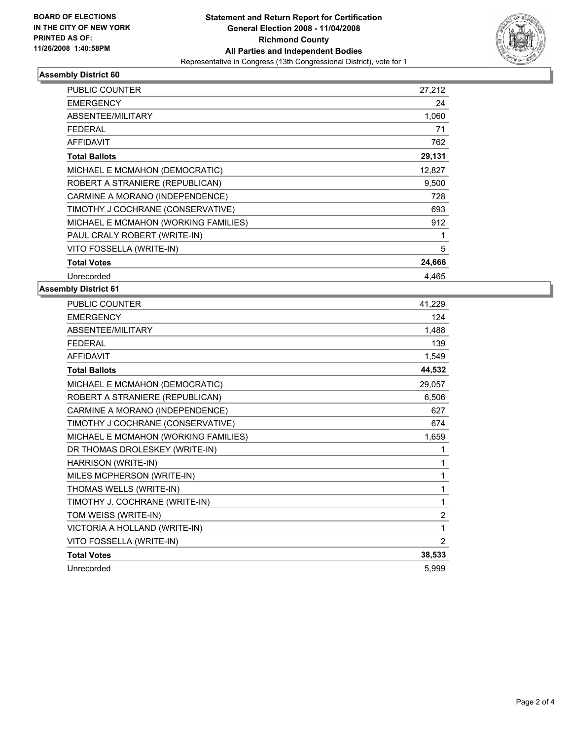BOARD OF ELECTIONS
IN THE CITY OF NEW YORK
PRINTED AS OF:
11/26/2008 1:40:58PM

**Statement and Return Report for Certification**
**General Election 2008 - 11/04/2008**
**Richmond County**
**All Parties and Independent Bodies**
Representative in Congress (13th Congressional District), vote for 1

### Assembly District 60

| | |
|---|---|
| PUBLIC COUNTER | 27,212 |
| EMERGENCY | 24 |
| ABSENTEE/MILITARY | 1,060 |
| FEDERAL | 71 |
| AFFIDAVIT | 762 |
| **Total Ballots** | **29,131** |
| MICHAEL E MCMAHON (DEMOCRATIC) | 12,827 |
| ROBERT A STRANIERE (REPUBLICAN) | 9,500 |
| CARMINE A MORANO (INDEPENDENCE) | 728 |
| TIMOTHY J COCHRANE (CONSERVATIVE) | 693 |
| MICHAEL E MCMAHON (WORKING FAMILIES) | 912 |
| PAUL CRALY ROBERT (WRITE-IN) | 1 |
| VITO FOSSELLA (WRITE-IN) | 5 |
| **Total Votes** | **24,666** |
| Unrecorded | 4,465 |

### Assembly District 61

| | |
|---|---|
| PUBLIC COUNTER | 41,229 |
| EMERGENCY | 124 |
| ABSENTEE/MILITARY | 1,488 |
| FEDERAL | 139 |
| AFFIDAVIT | 1,549 |
| **Total Ballots** | **44,532** |
| MICHAEL E MCMAHON (DEMOCRATIC) | 29,057 |
| ROBERT A STRANIERE (REPUBLICAN) | 6,506 |
| CARMINE A MORANO (INDEPENDENCE) | 627 |
| TIMOTHY J COCHRANE (CONSERVATIVE) | 674 |
| MICHAEL E MCMAHON (WORKING FAMILIES) | 1,659 |
| DR THOMAS DROLESKEY (WRITE-IN) | 1 |
| HARRISON (WRITE-IN) | 1 |
| MILES MCPHERSON (WRITE-IN) | 1 |
| THOMAS WELLS (WRITE-IN) | 1 |
| TIMOTHY J. COCHRANE (WRITE-IN) | 1 |
| TOM WEISS (WRITE-IN) | 2 |
| VICTORIA A HOLLAND (WRITE-IN) | 1 |
| VITO FOSSELLA (WRITE-IN) | 2 |
| **Total Votes** | **38,533** |
| Unrecorded | 5,999 |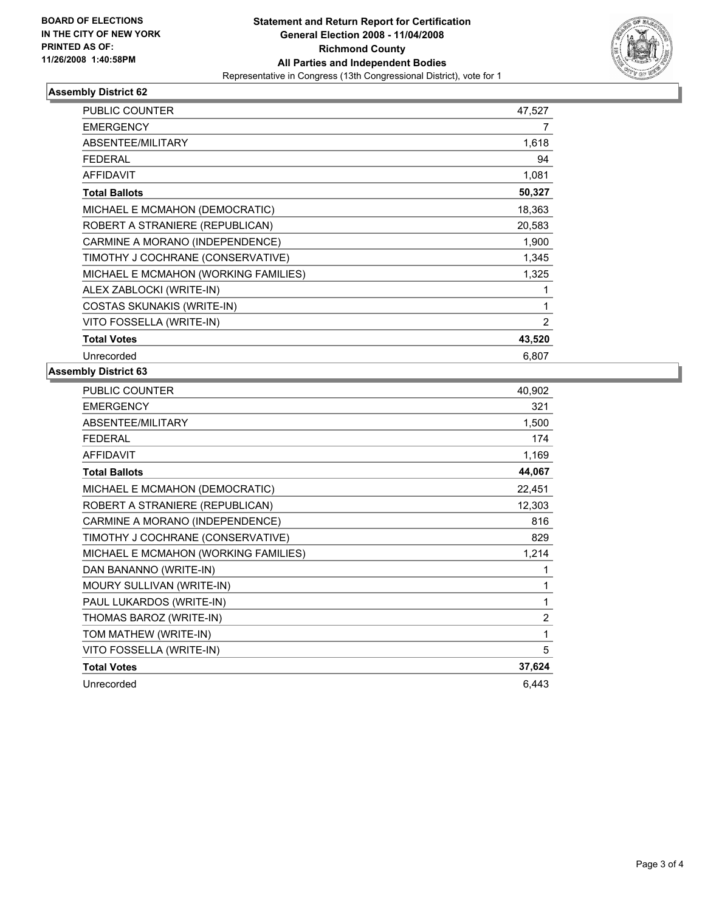**BOARD OF ELECTIONS IN THE CITY OF NEW YORK PRINTED AS OF: 11/26/2008 1:40:58PM**

# Statement and Return Report for Certification General Election 2008 - 11/04/2008 Richmond County All Parties and Independent Bodies

Representative in Congress (13th Congressional District), vote for 1

## Assembly District 62

| | |
|---|---|
| PUBLIC COUNTER | 47,527 |
| EMERGENCY | 7 |
| ABSENTEE/MILITARY | 1,618 |
| FEDERAL | 94 |
| AFFIDAVIT | 1,081 |
| **Total Ballots** | **50,327** |
| MICHAEL E MCMAHON (DEMOCRATIC) | 18,363 |
| ROBERT A STRANIERE (REPUBLICAN) | 20,583 |
| CARMINE A MORANO (INDEPENDENCE) | 1,900 |
| TIMOTHY J COCHRANE (CONSERVATIVE) | 1,345 |
| MICHAEL E MCMAHON (WORKING FAMILIES) | 1,325 |
| ALEX ZABLOCKI (WRITE-IN) | 1 |
| COSTAS SKUNAKIS (WRITE-IN) | 1 |
| VITO FOSSELLA (WRITE-IN) | 2 |
| **Total Votes** | **43,520** |
| Unrecorded | 6,807 |

## Assembly District 63

| | |
|---|---|
| PUBLIC COUNTER | 40,902 |
| EMERGENCY | 321 |
| ABSENTEE/MILITARY | 1,500 |
| FEDERAL | 174 |
| AFFIDAVIT | 1,169 |
| **Total Ballots** | **44,067** |
| MICHAEL E MCMAHON (DEMOCRATIC) | 22,451 |
| ROBERT A STRANIERE (REPUBLICAN) | 12,303 |
| CARMINE A MORANO (INDEPENDENCE) | 816 |
| TIMOTHY J COCHRANE (CONSERVATIVE) | 829 |
| MICHAEL E MCMAHON (WORKING FAMILIES) | 1,214 |
| DAN BANANNO (WRITE-IN) | 1 |
| MOURY SULLIVAN (WRITE-IN) | 1 |
| PAUL LUKARDOS (WRITE-IN) | 1 |
| THOMAS BAROZ (WRITE-IN) | 2 |
| TOM MATHEW (WRITE-IN) | 1 |
| VITO FOSSELLA (WRITE-IN) | 5 |
| **Total Votes** | **37,624** |
| Unrecorded | 6,443 |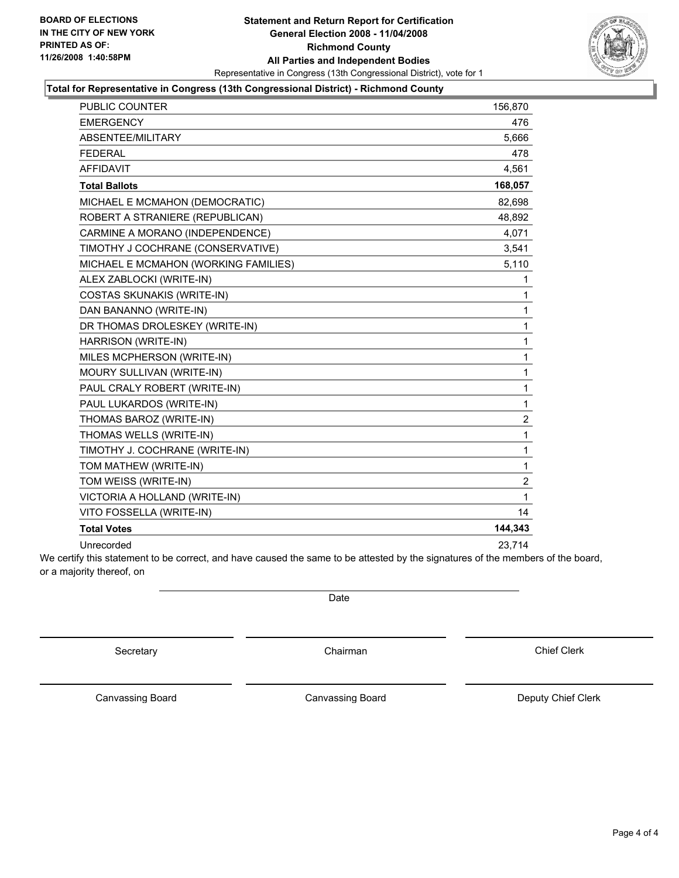**BOARD OF ELECTIONS IN THE CITY OF NEW YORK PRINTED AS OF: 11/26/2008 1:40:58PM**

# Statement and Return Report for Certification General Election 2008 - 11/04/2008 Richmond County All Parties and Independent Bodies

Representative in Congress (13th Congressional District), vote for 1

## Total for Representative in Congress (13th Congressional District) - Richmond County

| | |
|---|---|
| PUBLIC COUNTER | 156,870 |
| EMERGENCY | 476 |
| ABSENTEE/MILITARY | 5,666 |
| FEDERAL | 478 |
| AFFIDAVIT | 4,561 |
| **Total Ballots** | **168,057** |
| MICHAEL E MCMAHON (DEMOCRATIC) | 82,698 |
| ROBERT A STRANIERE (REPUBLICAN) | 48,892 |
| CARMINE A MORANO (INDEPENDENCE) | 4,071 |
| TIMOTHY J COCHRANE (CONSERVATIVE) | 3,541 |
| MICHAEL E MCMAHON (WORKING FAMILIES) | 5,110 |
| ALEX ZABLOCKI (WRITE-IN) | 1 |
| COSTAS SKUNAKIS (WRITE-IN) | 1 |
| DAN BANANNO (WRITE-IN) | 1 |
| DR THOMAS DROLESKEY (WRITE-IN) | 1 |
| HARRISON (WRITE-IN) | 1 |
| MILES MCPHERSON (WRITE-IN) | 1 |
| MOURY SULLIVAN (WRITE-IN) | 1 |
| PAUL CRALY ROBERT (WRITE-IN) | 1 |
| PAUL LUKARDOS (WRITE-IN) | 1 |
| THOMAS BAROZ (WRITE-IN) | 2 |
| THOMAS WELLS (WRITE-IN) | 1 |
| TIMOTHY J. COCHRANE (WRITE-IN) | 1 |
| TOM MATHEW (WRITE-IN) | 1 |
| TOM WEISS (WRITE-IN) | 2 |
| VICTORIA A HOLLAND (WRITE-IN) | 1 |
| VITO FOSSELLA (WRITE-IN) | 14 |
| **Total Votes** | **144,343** |
| Unrecorded | 23,714 |

We certify this statement to be correct, and have caused the same to be attested by the signatures of the members of the board, or a majority thereof, on

Date

Secretary — Chairman — Chief Clerk

Canvassing Board — Canvassing Board — Deputy Chief Clerk